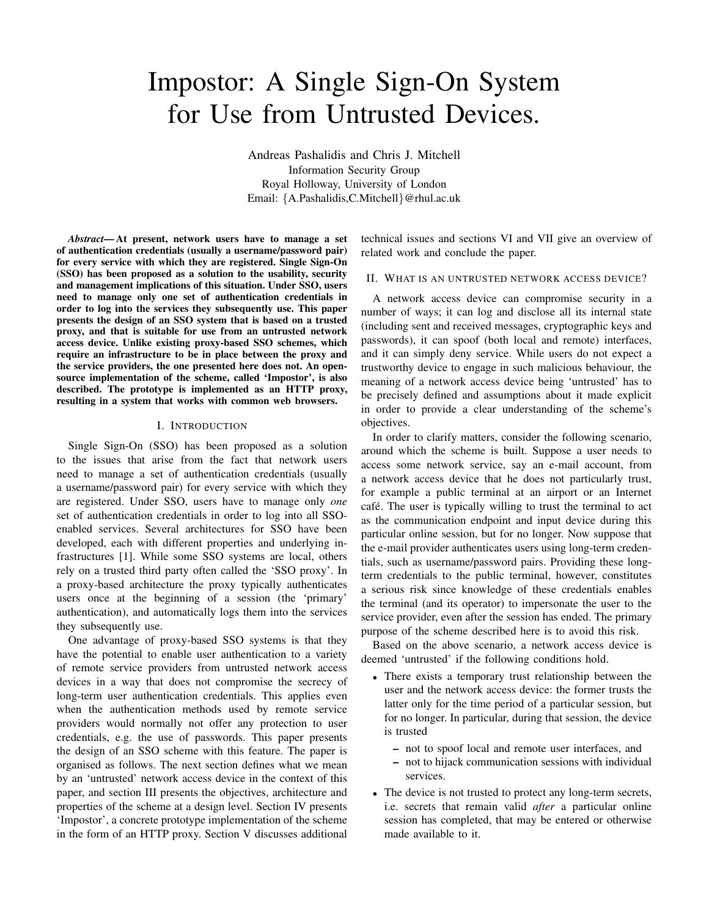# Impostor: A Single Sign-On System for Use from Untrusted Devices.

Andreas Pashalidis and Chris J. Mitchell
Information Security Group
Royal Holloway, University of London
Email: {A.Pashalidis,C.Mitchell}@rhul.ac.uk

***Abstract*— At present, network users have to manage a set of authentication credentials (usually a username/password pair) for every service with which they are registered. Single Sign-On (SSO) has been proposed as a solution to the usability, security and management implications of this situation. Under SSO, users need to manage only one set of authentication credentials in order to log into the services they subsequently use. This paper presents the design of an SSO system that is based on a trusted proxy, and that is suitable for use from an untrusted network access device. Unlike existing proxy-based SSO schemes, which require an infrastructure to be in place between the proxy and the service providers, the one presented here does not. An open-source implementation of the scheme, called 'Impostor', is also described. The prototype is implemented as an HTTP proxy, resulting in a system that works with common web browsers.**

## I. Introduction

Single Sign-On (SSO) has been proposed as a solution to the issues that arise from the fact that network users need to manage a set of authentication credentials (usually a username/password pair) for every service with which they are registered. Under SSO, users have to manage only *one* set of authentication credentials in order to log into all SSO-enabled services. Several architectures for SSO have been developed, each with different properties and underlying infrastructures [1]. While some SSO systems are local, others rely on a trusted third party often called the 'SSO proxy'. In a proxy-based architecture the proxy typically authenticates users once at the beginning of a session (the 'primary' authentication), and automatically logs them into the services they subsequently use.

One advantage of proxy-based SSO systems is that they have the potential to enable user authentication to a variety of remote service providers from untrusted network access devices in a way that does not compromise the secrecy of long-term user authentication credentials. This applies even when the authentication methods used by remote service providers would normally not offer any protection to user credentials, e.g. the use of passwords. This paper presents the design of an SSO scheme with this feature. The paper is organised as follows. The next section defines what we mean by an 'untrusted' network access device in the context of this paper, and section III presents the objectives, architecture and properties of the scheme at a design level. Section IV presents 'Impostor', a concrete prototype implementation of the scheme in the form of an HTTP proxy. Section V discusses additional technical issues and sections VI and VII give an overview of related work and conclude the paper.

## II. What is an untrusted network access device?

A network access device can compromise security in a number of ways; it can log and disclose all its internal state (including sent and received messages, cryptographic keys and passwords), it can spoof (both local and remote) interfaces, and it can simply deny service. While users do not expect a trustworthy device to engage in such malicious behaviour, the meaning of a network access device being 'untrusted' has to be precisely defined and assumptions about it made explicit in order to provide a clear understanding of the scheme's objectives.

In order to clarify matters, consider the following scenario, around which the scheme is built. Suppose a user needs to access some network service, say an e-mail account, from a network access device that he does not particularly trust, for example a public terminal at an airport or an Internet café. The user is typically willing to trust the terminal to act as the communication endpoint and input device during this particular online session, but for no longer. Now suppose that the e-mail provider authenticates users using long-term credentials, such as username/password pairs. Providing these long-term credentials to the public terminal, however, constitutes a serious risk since knowledge of these credentials enables the terminal (and its operator) to impersonate the user to the service provider, even after the session has ended. The primary purpose of the scheme described here is to avoid this risk.

Based on the above scenario, a network access device is deemed 'untrusted' if the following conditions hold.

- There exists a temporary trust relationship between the user and the network access device: the former trusts the latter only for the time period of a particular session, but for no longer. In particular, during that session, the device is trusted
  - not to spoof local and remote user interfaces, and
  - not to hijack communication sessions with individual services.
- The device is not trusted to protect any long-term secrets, i.e. secrets that remain valid *after* a particular online session has completed, that may be entered or otherwise made available to it.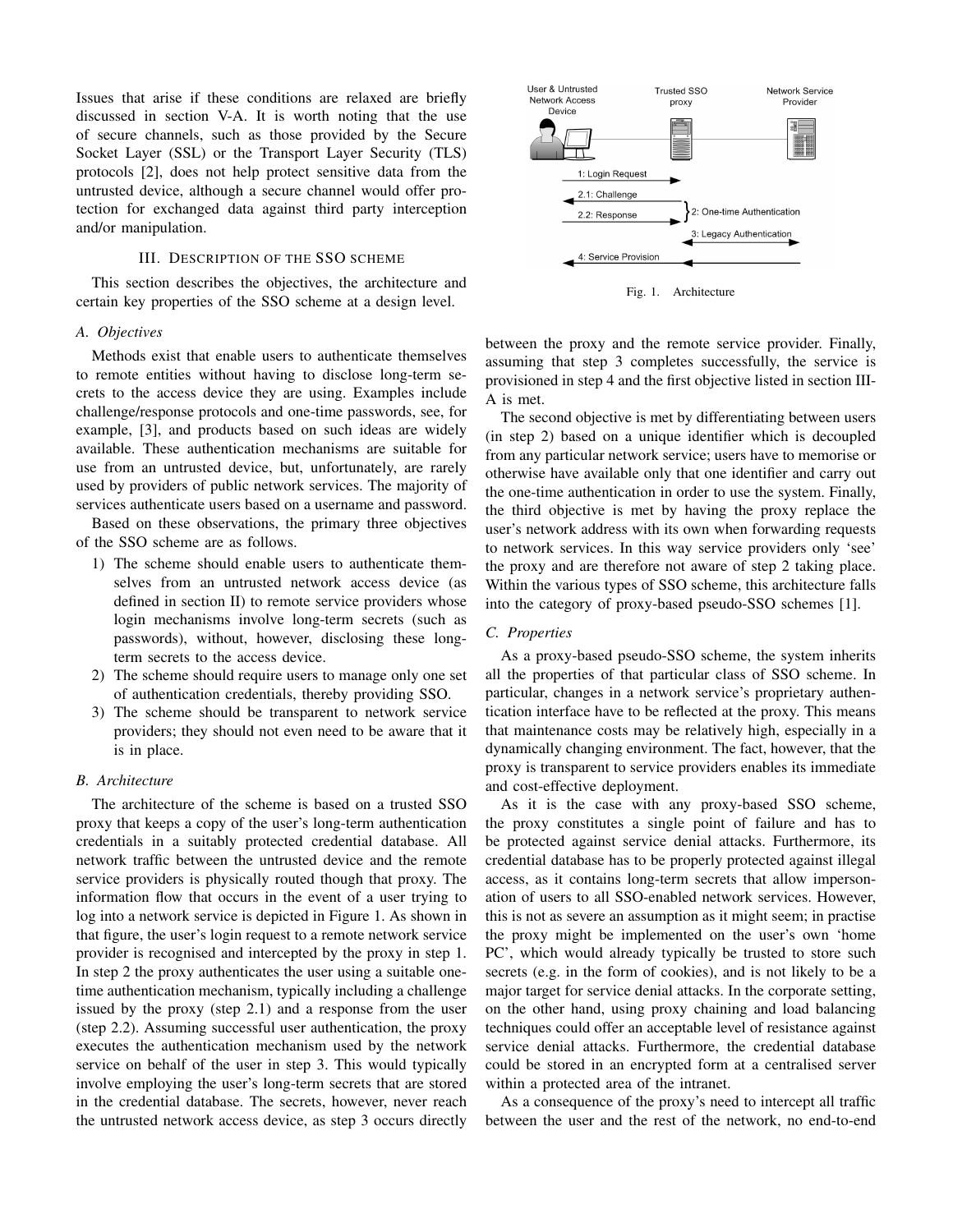Issues that arise if these conditions are relaxed are briefly discussed in section V-A. It is worth noting that the use of secure channels, such as those provided by the Secure Socket Layer (SSL) or the Transport Layer Security (TLS) protocols [2], does not help protect sensitive data from the untrusted device, although a secure channel would offer protection for exchanged data against third party interception and/or manipulation.

## III. Description of the SSO scheme

This section describes the objectives, the architecture and certain key properties of the SSO scheme at a design level.

### A. Objectives

Methods exist that enable users to authenticate themselves to remote entities without having to disclose long-term secrets to the access device they are using. Examples include challenge/response protocols and one-time passwords, see, for example, [3], and products based on such ideas are widely available. These authentication mechanisms are suitable for use from an untrusted device, but, unfortunately, are rarely used by providers of public network services. The majority of services authenticate users based on a username and password.

Based on these observations, the primary three objectives of the SSO scheme are as follows.

1) The scheme should enable users to authenticate themselves from an untrusted network access device (as defined in section II) to remote service providers whose login mechanisms involve long-term secrets (such as passwords), without, however, disclosing these long-term secrets to the access device.
2) The scheme should require users to manage only one set of authentication credentials, thereby providing SSO.
3) The scheme should be transparent to network service providers; they should not even need to be aware that it is in place.

### B. Architecture

The architecture of the scheme is based on a trusted SSO proxy that keeps a copy of the user's long-term authentication credentials in a suitably protected credential database. All network traffic between the untrusted device and the remote service providers is physically routed though that proxy. The information flow that occurs in the event of a user trying to log into a network service is depicted in Figure 1. As shown in that figure, the user's login request to a remote network service provider is recognised and intercepted by the proxy in step 1. In step 2 the proxy authenticates the user using a suitable one-time authentication mechanism, typically including a challenge issued by the proxy (step 2.1) and a response from the user (step 2.2). Assuming successful user authentication, the proxy executes the authentication mechanism used by the network service on behalf of the user in step 3. This would typically involve employing the user's long-term secrets that are stored in the credential database. The secrets, however, never reach the untrusted network access device, as step 3 occurs directly between the proxy and the remote service provider. Finally, assuming that step 3 completes successfully, the service is provisioned in step 4 and the first objective listed in section III-A is met.

User & Untrusted Network Access Device

Trusted SSO proxy

Network Service Provider

1: Login Request

2.1: Challenge

2.2: Response

2: One-time Authentication

3: Legacy Authentication

4: Service Provision

Fig. 1. Architecture

The second objective is met by differentiating between users (in step 2) based on a unique identifier which is decoupled from any particular network service; users have to memorise or otherwise have available only that one identifier and carry out the one-time authentication in order to use the system. Finally, the third objective is met by having the proxy replace the user's network address with its own when forwarding requests to network services. In this way service providers only 'see' the proxy and are therefore not aware of step 2 taking place. Within the various types of SSO scheme, this architecture falls into the category of proxy-based pseudo-SSO schemes [1].

### C. Properties

As a proxy-based pseudo-SSO scheme, the system inherits all the properties of that particular class of SSO scheme. In particular, changes in a network service's proprietary authentication interface have to be reflected at the proxy. This means that maintenance costs may be relatively high, especially in a dynamically changing environment. The fact, however, that the proxy is transparent to service providers enables its immediate and cost-effective deployment.

As it is the case with any proxy-based SSO scheme, the proxy constitutes a single point of failure and has to be protected against service denial attacks. Furthermore, its credential database has to be properly protected against illegal access, as it contains long-term secrets that allow impersonation of users to all SSO-enabled network services. However, this is not as severe an assumption as it might seem; in practise the proxy might be implemented on the user's own 'home PC', which would already typically be trusted to store such secrets (e.g. in the form of cookies), and is not likely to be a major target for service denial attacks. In the corporate setting, on the other hand, using proxy chaining and load balancing techniques could offer an acceptable level of resistance against service denial attacks. Furthermore, the credential database could be stored in an encrypted form at a centralised server within a protected area of the intranet.

As a consequence of the proxy's need to intercept all traffic between the user and the rest of the network, no end-to-end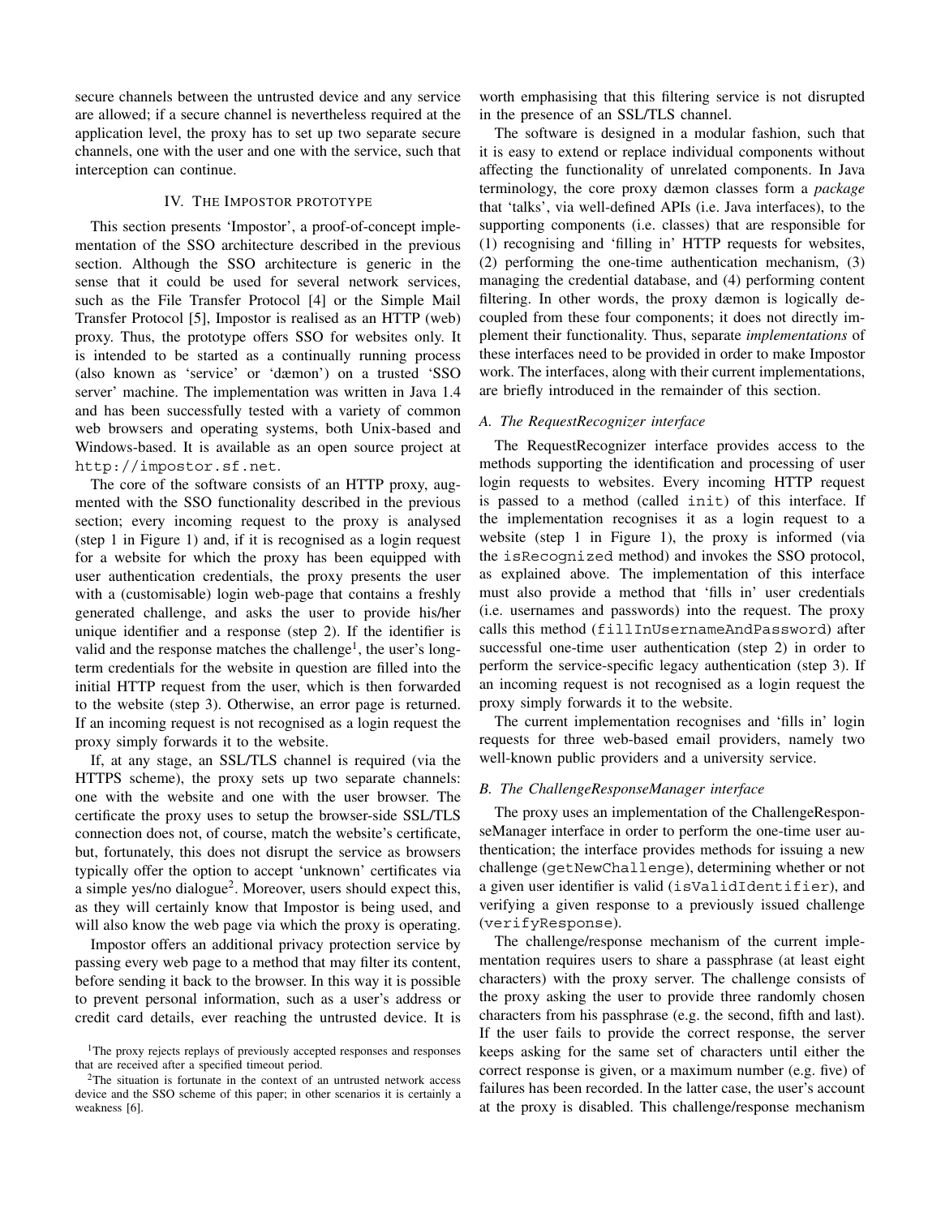secure channels between the untrusted device and any service are allowed; if a secure channel is nevertheless required at the application level, the proxy has to set up two separate secure channels, one with the user and one with the service, such that interception can continue.

## IV. The Impostor prototype

This section presents 'Impostor', a proof-of-concept implementation of the SSO architecture described in the previous section. Although the SSO architecture is generic in the sense that it could be used for several network services, such as the File Transfer Protocol [4] or the Simple Mail Transfer Protocol [5], Impostor is realised as an HTTP (web) proxy. Thus, the prototype offers SSO for websites only. It is intended to be started as a continually running process (also known as 'service' or 'dæmon') on a trusted 'SSO server' machine. The implementation was written in Java 1.4 and has been successfully tested with a variety of common web browsers and operating systems, both Unix-based and Windows-based. It is available as an open source project at `http://impostor.sf.net`.

The core of the software consists of an HTTP proxy, augmented with the SSO functionality described in the previous section; every incoming request to the proxy is analysed (step 1 in Figure 1) and, if it is recognised as a login request for a website for which the proxy has been equipped with user authentication credentials, the proxy presents the user with a (customisable) login web-page that contains a freshly generated challenge, and asks the user to provide his/her unique identifier and a response (step 2). If the identifier is valid and the response matches the challenge[1], the user's long-term credentials for the website in question are filled into the initial HTTP request from the user, which is then forwarded to the website (step 3). Otherwise, an error page is returned. If an incoming request is not recognised as a login request the proxy simply forwards it to the website.

If, at any stage, an SSL/TLS channel is required (via the HTTPS scheme), the proxy sets up two separate channels: one with the website and one with the user browser. The certificate the proxy uses to setup the browser-side SSL/TLS connection does not, of course, match the website's certificate, but, fortunately, this does not disrupt the service as browsers typically offer the option to accept 'unknown' certificates via a simple yes/no dialogue[2]. Moreover, users should expect this, as they will certainly know that Impostor is being used, and will also know the web page via which the proxy is operating.

Impostor offers an additional privacy protection service by passing every web page to a method that may filter its content, before sending it back to the browser. In this way it is possible to prevent personal information, such as a user's address or credit card details, ever reaching the untrusted device. It is worth emphasising that this filtering service is not disrupted in the presence of an SSL/TLS channel.

The software is designed in a modular fashion, such that it is easy to extend or replace individual components without affecting the functionality of unrelated components. In Java terminology, the core proxy dæmon classes form a *package* that 'talks', via well-defined APIs (i.e. Java interfaces), to the supporting components (i.e. classes) that are responsible for (1) recognising and 'filling in' HTTP requests for websites, (2) performing the one-time authentication mechanism, (3) managing the credential database, and (4) performing content filtering. In other words, the proxy dæmon is logically decoupled from these four components; it does not directly implement their functionality. Thus, separate *implementations* of these interfaces need to be provided in order to make Impostor work. The interfaces, along with their current implementations, are briefly introduced in the remainder of this section.

### A. The RequestRecognizer interface

The RequestRecognizer interface provides access to the methods supporting the identification and processing of user login requests to websites. Every incoming HTTP request is passed to a method (called `init`) of this interface. If the implementation recognises it as a login request to a website (step 1 in Figure 1), the proxy is informed (via the `isRecognized` method) and invokes the SSO protocol, as explained above. The implementation of this interface must also provide a method that 'fills in' user credentials (i.e. usernames and passwords) into the request. The proxy calls this method (`fillInUsernameAndPassword`) after successful one-time user authentication (step 2) in order to perform the service-specific legacy authentication (step 3). If an incoming request is not recognised as a login request the proxy simply forwards it to the website.

The current implementation recognises and 'fills in' login requests for three web-based email providers, namely two well-known public providers and a university service.

### B. The ChallengeResponseManager interface

The proxy uses an implementation of the ChallengeResponseManager interface in order to perform the one-time user authentication; the interface provides methods for issuing a new challenge (`getNewChallenge`), determining whether or not a given user identifier is valid (`isValidIdentifier`), and verifying a given response to a previously issued challenge (`verifyResponse`).

The challenge/response mechanism of the current implementation requires users to share a passphrase (at least eight characters) with the proxy server. The challenge consists of the proxy asking the user to provide three randomly chosen characters from his passphrase (e.g. the second, fifth and last). If the user fails to provide the correct response, the server keeps asking for the same set of characters until either the correct response is given, or a maximum number (e.g. five) of failures has been recorded. In the latter case, the user's account at the proxy is disabled. This challenge/response mechanism

[1] The proxy rejects replays of previously accepted responses and responses that are received after a specified timeout period.

[2] The situation is fortunate in the context of an untrusted network access device and the SSO scheme of this paper; in other scenarios it is certainly a weakness [6].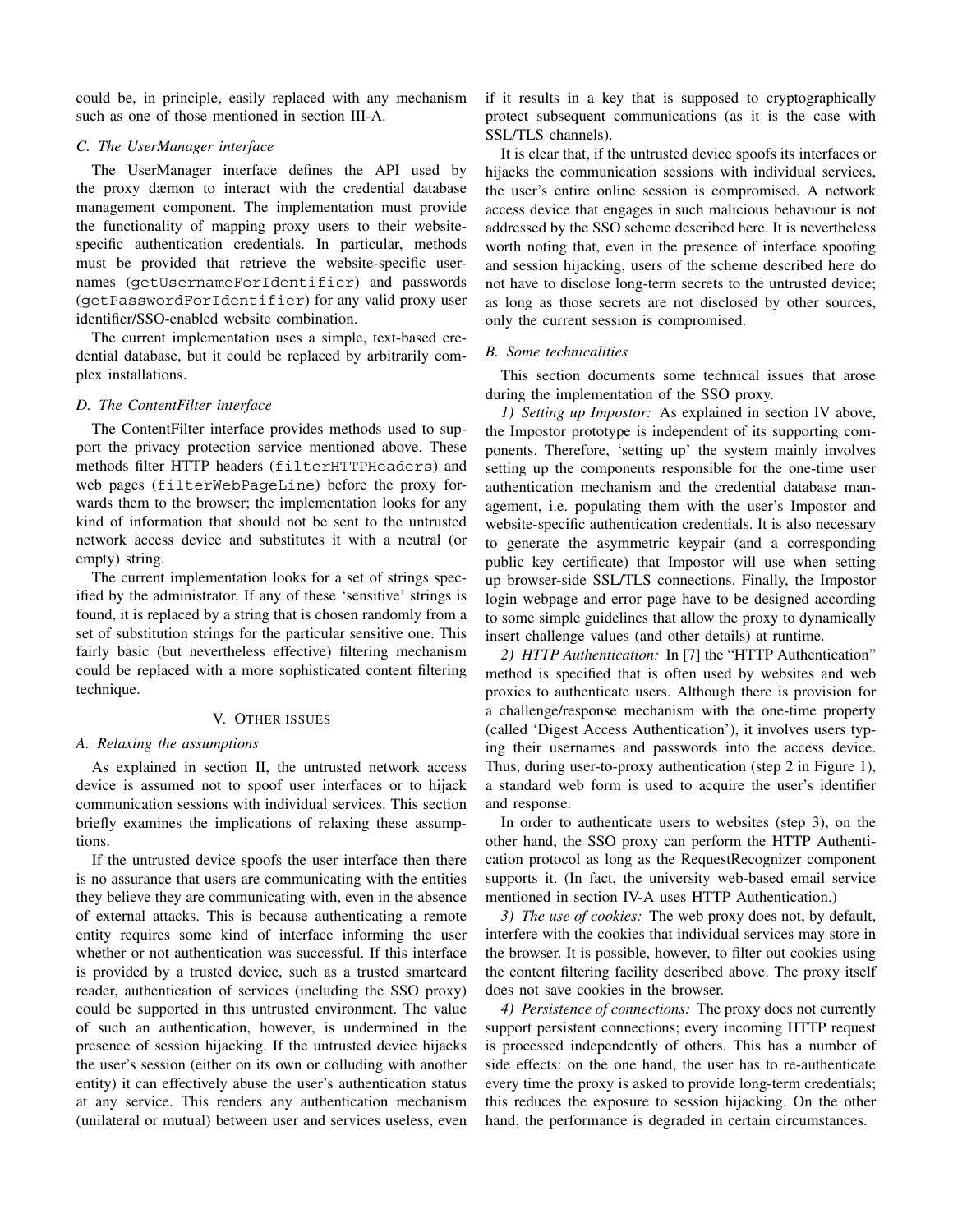could be, in principle, easily replaced with any mechanism such as one of those mentioned in section III-A.

### C. The UserManager interface

The UserManager interface defines the API used by the proxy dæmon to interact with the credential database management component. The implementation must provide the functionality of mapping proxy users to their website-specific authentication credentials. In particular, methods must be provided that retrieve the website-specific usernames (`getUsernameForIdentifier`) and passwords (`getPasswordForIdentifier`) for any valid proxy user identifier/SSO-enabled website combination.

The current implementation uses a simple, text-based credential database, but it could be replaced by arbitrarily complex installations.

### D. The ContentFilter interface

The ContentFilter interface provides methods used to support the privacy protection service mentioned above. These methods filter HTTP headers (`filterHTTPHeaders`) and web pages (`filterWebPageLine`) before the proxy forwards them to the browser; the implementation looks for any kind of information that should not be sent to the untrusted network access device and substitutes it with a neutral (or empty) string.

The current implementation looks for a set of strings specified by the administrator. If any of these 'sensitive' strings is found, it is replaced by a string that is chosen randomly from a set of substitution strings for the particular sensitive one. This fairly basic (but nevertheless effective) filtering mechanism could be replaced with a more sophisticated content filtering technique.

## V. Other issues

### A. Relaxing the assumptions

As explained in section II, the untrusted network access device is assumed not to spoof user interfaces or to hijack communication sessions with individual services. This section briefly examines the implications of relaxing these assumptions.

If the untrusted device spoofs the user interface then there is no assurance that users are communicating with the entities they believe they are communicating with, even in the absence of external attacks. This is because authenticating a remote entity requires some kind of interface informing the user whether or not authentication was successful. If this interface is provided by a trusted device, such as a trusted smartcard reader, authentication of services (including the SSO proxy) could be supported in this untrusted environment. The value of such an authentication, however, is undermined in the presence of session hijacking. If the untrusted device hijacks the user's session (either on its own or colluding with another entity) it can effectively abuse the user's authentication status at any service. This renders any authentication mechanism (unilateral or mutual) between user and services useless, even if it results in a key that is supposed to cryptographically protect subsequent communications (as it is the case with SSL/TLS channels).

It is clear that, if the untrusted device spoofs its interfaces or hijacks the communication sessions with individual services, the user's entire online session is compromised. A network access device that engages in such malicious behaviour is not addressed by the SSO scheme described here. It is nevertheless worth noting that, even in the presence of interface spoofing and session hijacking, users of the scheme described here do not have to disclose long-term secrets to the untrusted device; as long as those secrets are not disclosed by other sources, only the current session is compromised.

### B. Some technicalities

This section documents some technical issues that arose during the implementation of the SSO proxy.

*1) Setting up Impostor:* As explained in section IV above, the Impostor prototype is independent of its supporting components. Therefore, 'setting up' the system mainly involves setting up the components responsible for the one-time user authentication mechanism and the credential database management, i.e. populating them with the user's Impostor and website-specific authentication credentials. It is also necessary to generate the asymmetric keypair (and a corresponding public key certificate) that Impostor will use when setting up browser-side SSL/TLS connections. Finally, the Impostor login webpage and error page have to be designed according to some simple guidelines that allow the proxy to dynamically insert challenge values (and other details) at runtime.

*2) HTTP Authentication:* In [7] the "HTTP Authentication" method is specified that is often used by websites and web proxies to authenticate users. Although there is provision for a challenge/response mechanism with the one-time property (called 'Digest Access Authentication'), it involves users typing their usernames and passwords into the access device. Thus, during user-to-proxy authentication (step 2 in Figure 1), a standard web form is used to acquire the user's identifier and response.

In order to authenticate users to websites (step 3), on the other hand, the SSO proxy can perform the HTTP Authentication protocol as long as the RequestRecognizer component supports it. (In fact, the university web-based email service mentioned in section IV-A uses HTTP Authentication.)

*3) The use of cookies:* The web proxy does not, by default, interfere with the cookies that individual services may store in the browser. It is possible, however, to filter out cookies using the content filtering facility described above. The proxy itself does not save cookies in the browser.

*4) Persistence of connections:* The proxy does not currently support persistent connections; every incoming HTTP request is processed independently of others. This has a number of side effects: on the one hand, the user has to re-authenticate every time the proxy is asked to provide long-term credentials; this reduces the exposure to session hijacking. On the other hand, the performance is degraded in certain circumstances.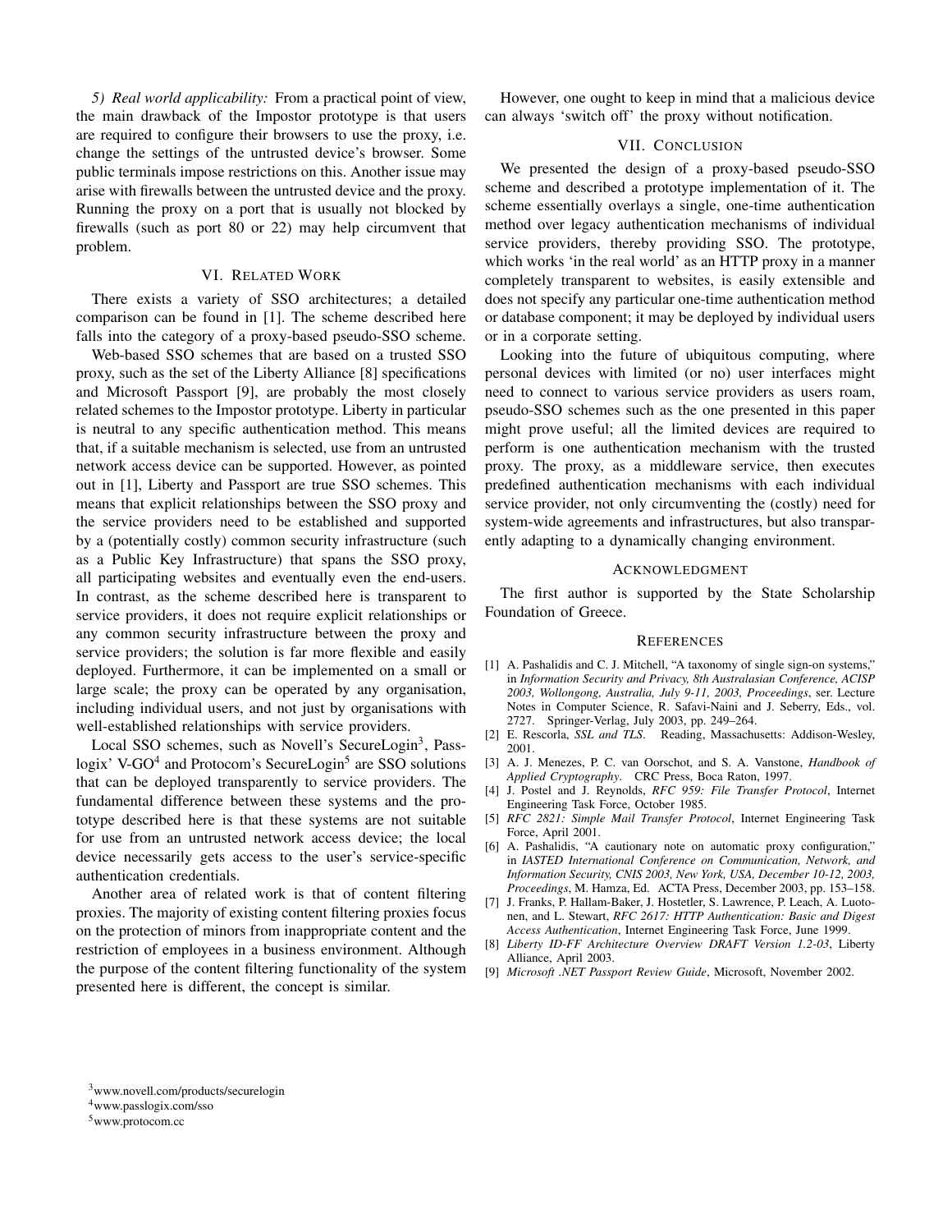*5) Real world applicability:* From a practical point of view, the main drawback of the Impostor prototype is that users are required to configure their browsers to use the proxy, i.e. change the settings of the untrusted device's browser. Some public terminals impose restrictions on this. Another issue may arise with firewalls between the untrusted device and the proxy. Running the proxy on a port that is usually not blocked by firewalls (such as port 80 or 22) may help circumvent that problem.

## VI. Related Work

There exists a variety of SSO architectures; a detailed comparison can be found in [1]. The scheme described here falls into the category of a proxy-based pseudo-SSO scheme.

Web-based SSO schemes that are based on a trusted SSO proxy, such as the set of the Liberty Alliance [8] specifications and Microsoft Passport [9], are probably the most closely related schemes to the Impostor prototype. Liberty in particular is neutral to any specific authentication method. This means that, if a suitable mechanism is selected, use from an untrusted network access device can be supported. However, as pointed out in [1], Liberty and Passport are true SSO schemes. This means that explicit relationships between the SSO proxy and the service providers need to be established and supported by a (potentially costly) common security infrastructure (such as a Public Key Infrastructure) that spans the SSO proxy, all participating websites and eventually even the end-users. In contrast, as the scheme described here is transparent to service providers, it does not require explicit relationships or any common security infrastructure between the proxy and service providers; the solution is far more flexible and easily deployed. Furthermore, it can be implemented on a small or large scale; the proxy can be operated by any organisation, including individual users, and not just by organisations with well-established relationships with service providers.

Local SSO schemes, such as Novell's SecureLogin[3], Passlogix' V-GO[4] and Protocom's SecureLogin[5] are SSO solutions that can be deployed transparently to service providers. The fundamental difference between these systems and the prototype described here is that these systems are not suitable for use from an untrusted network access device; the local device necessarily gets access to the user's service-specific authentication credentials.

Another area of related work is that of content filtering proxies. The majority of existing content filtering proxies focus on the protection of minors from inappropriate content and the restriction of employees in a business environment. Although the purpose of the content filtering functionality of the system presented here is different, the concept is similar.

However, one ought to keep in mind that a malicious device can always 'switch off' the proxy without notification.

## VII. Conclusion

We presented the design of a proxy-based pseudo-SSO scheme and described a prototype implementation of it. The scheme essentially overlays a single, one-time authentication method over legacy authentication mechanisms of individual service providers, thereby providing SSO. The prototype, which works 'in the real world' as an HTTP proxy in a manner completely transparent to websites, is easily extensible and does not specify any particular one-time authentication method or database component; it may be deployed by individual users or in a corporate setting.

Looking into the future of ubiquitous computing, where personal devices with limited (or no) user interfaces might need to connect to various service providers as users roam, pseudo-SSO schemes such as the one presented in this paper might prove useful; all the limited devices are required to perform is one authentication mechanism with the trusted proxy. The proxy, as a middleware service, then executes predefined authentication mechanisms with each individual service provider, not only circumventing the (costly) need for system-wide agreements and infrastructures, but also transparently adapting to a dynamically changing environment.

## Acknowledgment

The first author is supported by the State Scholarship Foundation of Greece.

## References

[1] A. Pashalidis and C. J. Mitchell, "A taxonomy of single sign-on systems," in *Information Security and Privacy, 8th Australasian Conference, ACISP 2003, Wollongong, Australia, July 9-11, 2003, Proceedings*, ser. Lecture Notes in Computer Science, R. Safavi-Naini and J. Seberry, Eds., vol. 2727. Springer-Verlag, July 2003, pp. 249–264.

[2] E. Rescorla, *SSL and TLS*. Reading, Massachusetts: Addison-Wesley, 2001.

[3] A. J. Menezes, P. C. van Oorschot, and S. A. Vanstone, *Handbook of Applied Cryptography*. CRC Press, Boca Raton, 1997.

[4] J. Postel and J. Reynolds, *RFC 959: File Transfer Protocol*, Internet Engineering Task Force, October 1985.

[5] *RFC 2821: Simple Mail Transfer Protocol*, Internet Engineering Task Force, April 2001.

[6] A. Pashalidis, "A cautionary note on automatic proxy configuration," in *IASTED International Conference on Communication, Network, and Information Security, CNIS 2003, New York, USA, December 10-12, 2003, Proceedings*, M. Hamza, Ed. ACTA Press, December 2003, pp. 153–158.

[7] J. Franks, P. Hallam-Baker, J. Hostetler, S. Lawrence, P. Leach, A. Luotonen, and L. Stewart, *RFC 2617: HTTP Authentication: Basic and Digest Access Authentication*, Internet Engineering Task Force, June 1999.

[8] *Liberty ID-FF Architecture Overview DRAFT Version 1.2-03*, Liberty Alliance, April 2003.

[9] *Microsoft .NET Passport Review Guide*, Microsoft, November 2002.

---

[3] www.novell.com/products/securelogin

[4] www.passlogix.com/sso

[5] www.protocom.cc